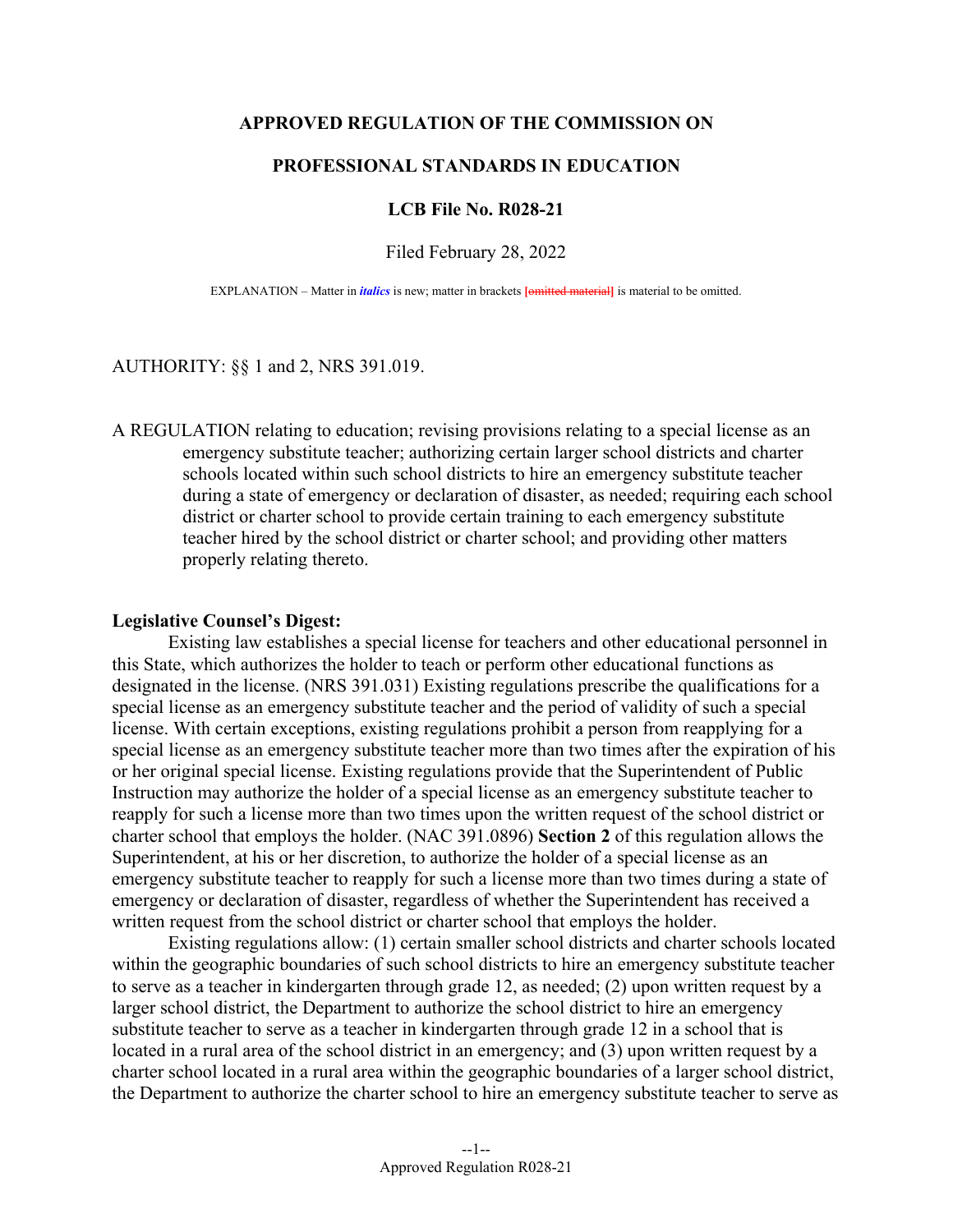# APPROVED REGULATION OF THE COMMISSION ON

# PROFESSIONAL STANDARDS IN EDUCATION

## LCB File No. R028-21

Filed February 28, 2022

EXPLANATION – Matter in *italics* is new; matter in brackets [~~omitted material~~] is material to be omitted.

AUTHORITY: §§ 1 and 2, NRS 391.019.

A REGULATION relating to education; revising provisions relating to a special license as an emergency substitute teacher; authorizing certain larger school districts and charter schools located within such school districts to hire an emergency substitute teacher during a state of emergency or declaration of disaster, as needed; requiring each school district or charter school to provide certain training to each emergency substitute teacher hired by the school district or charter school; and providing other matters properly relating thereto.

**Legislative Counsel's Digest:**

Existing law establishes a special license for teachers and other educational personnel in this State, which authorizes the holder to teach or perform other educational functions as designated in the license. (NRS 391.031) Existing regulations prescribe the qualifications for a special license as an emergency substitute teacher and the period of validity of such a special license. With certain exceptions, existing regulations prohibit a person from reapplying for a special license as an emergency substitute teacher more than two times after the expiration of his or her original special license. Existing regulations provide that the Superintendent of Public Instruction may authorize the holder of a special license as an emergency substitute teacher to reapply for such a license more than two times upon the written request of the school district or charter school that employs the holder. (NAC 391.0896) **Section 2** of this regulation allows the Superintendent, at his or her discretion, to authorize the holder of a special license as an emergency substitute teacher to reapply for such a license more than two times during a state of emergency or declaration of disaster, regardless of whether the Superintendent has received a written request from the school district or charter school that employs the holder.

Existing regulations allow: (1) certain smaller school districts and charter schools located within the geographic boundaries of such school districts to hire an emergency substitute teacher to serve as a teacher in kindergarten through grade 12, as needed; (2) upon written request by a larger school district, the Department to authorize the school district to hire an emergency substitute teacher to serve as a teacher in kindergarten through grade 12 in a school that is located in a rural area of the school district in an emergency; and (3) upon written request by a charter school located in a rural area within the geographic boundaries of a larger school district, the Department to authorize the charter school to hire an emergency substitute teacher to serve as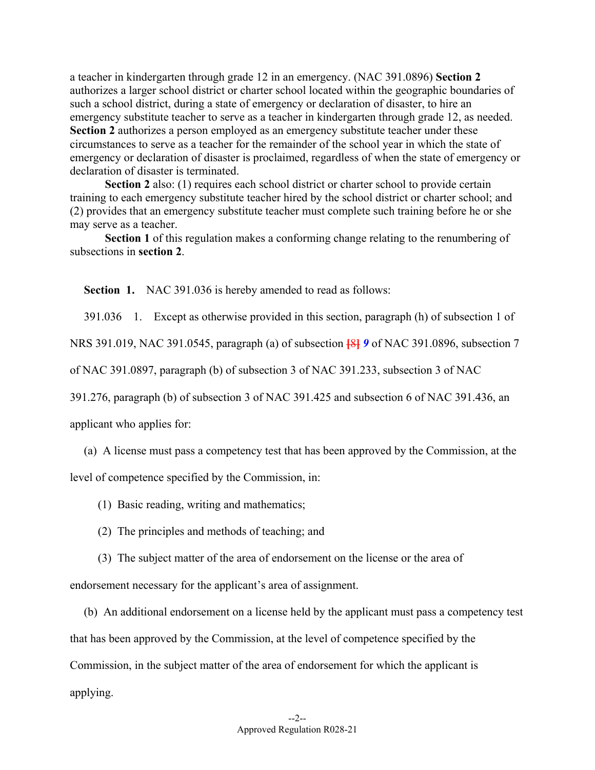a teacher in kindergarten through grade 12 in an emergency. (NAC 391.0896) **Section 2** authorizes a larger school district or charter school located within the geographic boundaries of such a school district, during a state of emergency or declaration of disaster, to hire an emergency substitute teacher to serve as a teacher in kindergarten through grade 12, as needed. **Section 2** authorizes a person employed as an emergency substitute teacher under these circumstances to serve as a teacher for the remainder of the school year in which the state of emergency or declaration of disaster is proclaimed, regardless of when the state of emergency or declaration of disaster is terminated.

**Section 2** also: (1) requires each school district or charter school to provide certain training to each emergency substitute teacher hired by the school district or charter school; and (2) provides that an emergency substitute teacher must complete such training before he or she may serve as a teacher.

**Section 1** of this regulation makes a conforming change relating to the renumbering of subsections in **section 2**.

**Section 1.** NAC 391.036 is hereby amended to read as follows:

391.036 1. Except as otherwise provided in this section, paragraph (h) of subsection 1 of NRS 391.019, NAC 391.0545, paragraph (a) of subsection [8] ***9*** of NAC 391.0896, subsection 7 of NAC 391.0897, paragraph (b) of subsection 3 of NAC 391.233, subsection 3 of NAC 391.276, paragraph (b) of subsection 3 of NAC 391.425 and subsection 6 of NAC 391.436, an applicant who applies for:

(a) A license must pass a competency test that has been approved by the Commission, at the level of competence specified by the Commission, in:

(1) Basic reading, writing and mathematics;

(2) The principles and methods of teaching; and

(3) The subject matter of the area of endorsement on the license or the area of endorsement necessary for the applicant's area of assignment.

(b) An additional endorsement on a license held by the applicant must pass a competency test that has been approved by the Commission, at the level of competence specified by the Commission, in the subject matter of the area of endorsement for which the applicant is applying.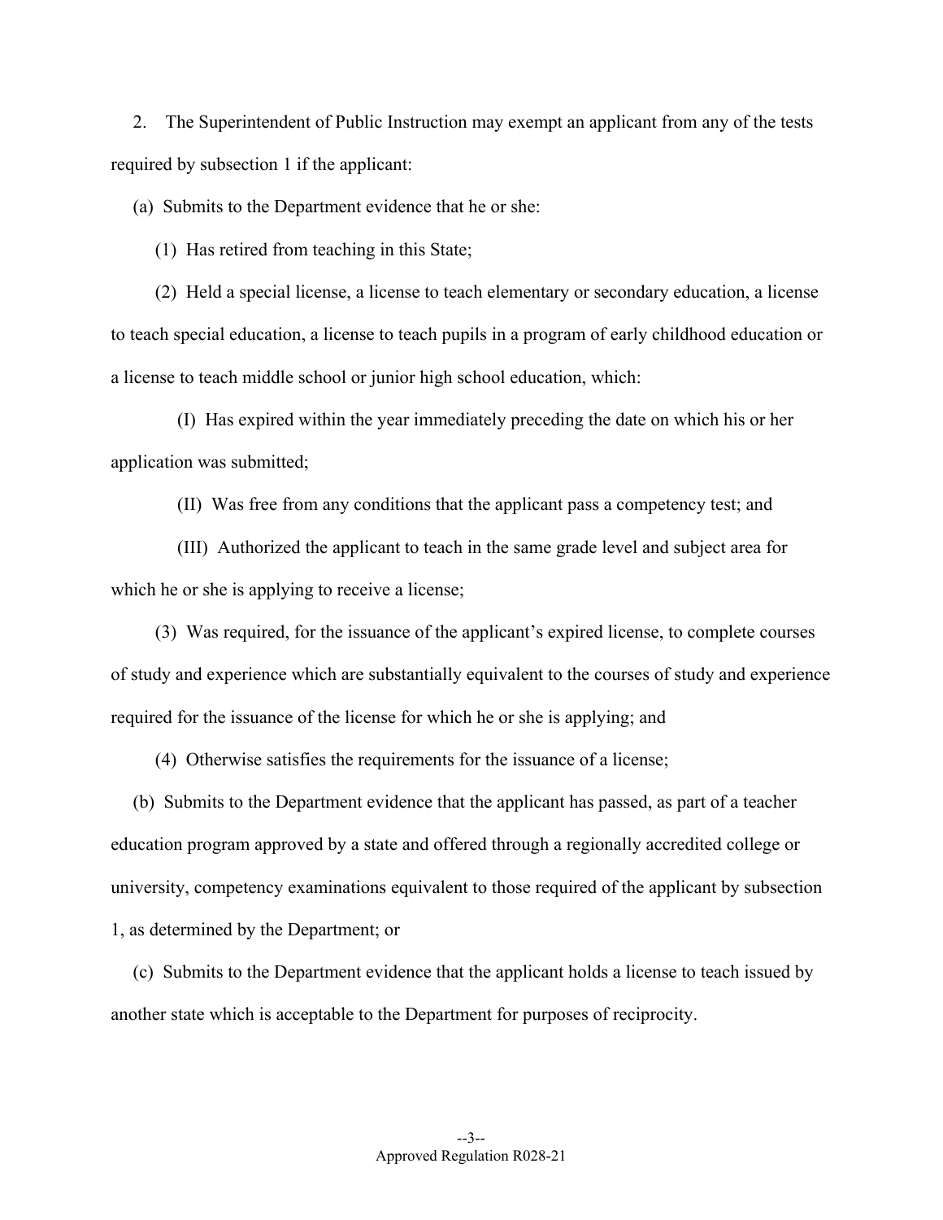2. The Superintendent of Public Instruction may exempt an applicant from any of the tests required by subsection 1 if the applicant:

(a) Submits to the Department evidence that he or she:

(1) Has retired from teaching in this State;

(2) Held a special license, a license to teach elementary or secondary education, a license to teach special education, a license to teach pupils in a program of early childhood education or a license to teach middle school or junior high school education, which:

(I) Has expired within the year immediately preceding the date on which his or her application was submitted;

(II) Was free from any conditions that the applicant pass a competency test; and

(III) Authorized the applicant to teach in the same grade level and subject area for which he or she is applying to receive a license;

(3) Was required, for the issuance of the applicant's expired license, to complete courses of study and experience which are substantially equivalent to the courses of study and experience required for the issuance of the license for which he or she is applying; and

(4) Otherwise satisfies the requirements for the issuance of a license;

(b) Submits to the Department evidence that the applicant has passed, as part of a teacher education program approved by a state and offered through a regionally accredited college or university, competency examinations equivalent to those required of the applicant by subsection 1, as determined by the Department; or

(c) Submits to the Department evidence that the applicant holds a license to teach issued by another state which is acceptable to the Department for purposes of reciprocity.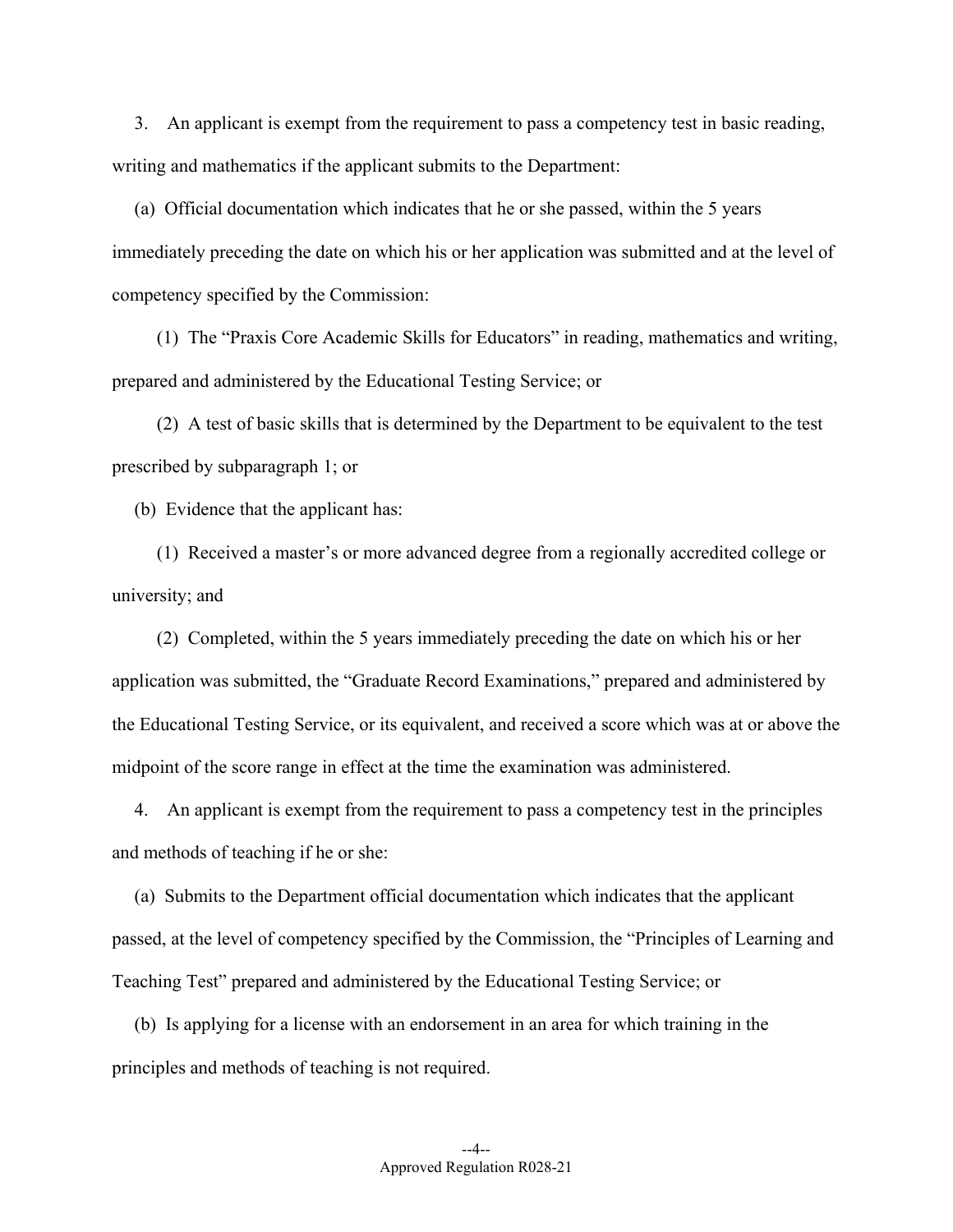3. An applicant is exempt from the requirement to pass a competency test in basic reading, writing and mathematics if the applicant submits to the Department:

(a) Official documentation which indicates that he or she passed, within the 5 years immediately preceding the date on which his or her application was submitted and at the level of competency specified by the Commission:

(1) The "Praxis Core Academic Skills for Educators" in reading, mathematics and writing, prepared and administered by the Educational Testing Service; or

(2) A test of basic skills that is determined by the Department to be equivalent to the test prescribed by subparagraph 1; or

(b) Evidence that the applicant has:

(1) Received a master's or more advanced degree from a regionally accredited college or university; and

(2) Completed, within the 5 years immediately preceding the date on which his or her application was submitted, the "Graduate Record Examinations," prepared and administered by the Educational Testing Service, or its equivalent, and received a score which was at or above the midpoint of the score range in effect at the time the examination was administered.

4. An applicant is exempt from the requirement to pass a competency test in the principles and methods of teaching if he or she:

(a) Submits to the Department official documentation which indicates that the applicant passed, at the level of competency specified by the Commission, the "Principles of Learning and Teaching Test" prepared and administered by the Educational Testing Service; or

(b) Is applying for a license with an endorsement in an area for which training in the principles and methods of teaching is not required.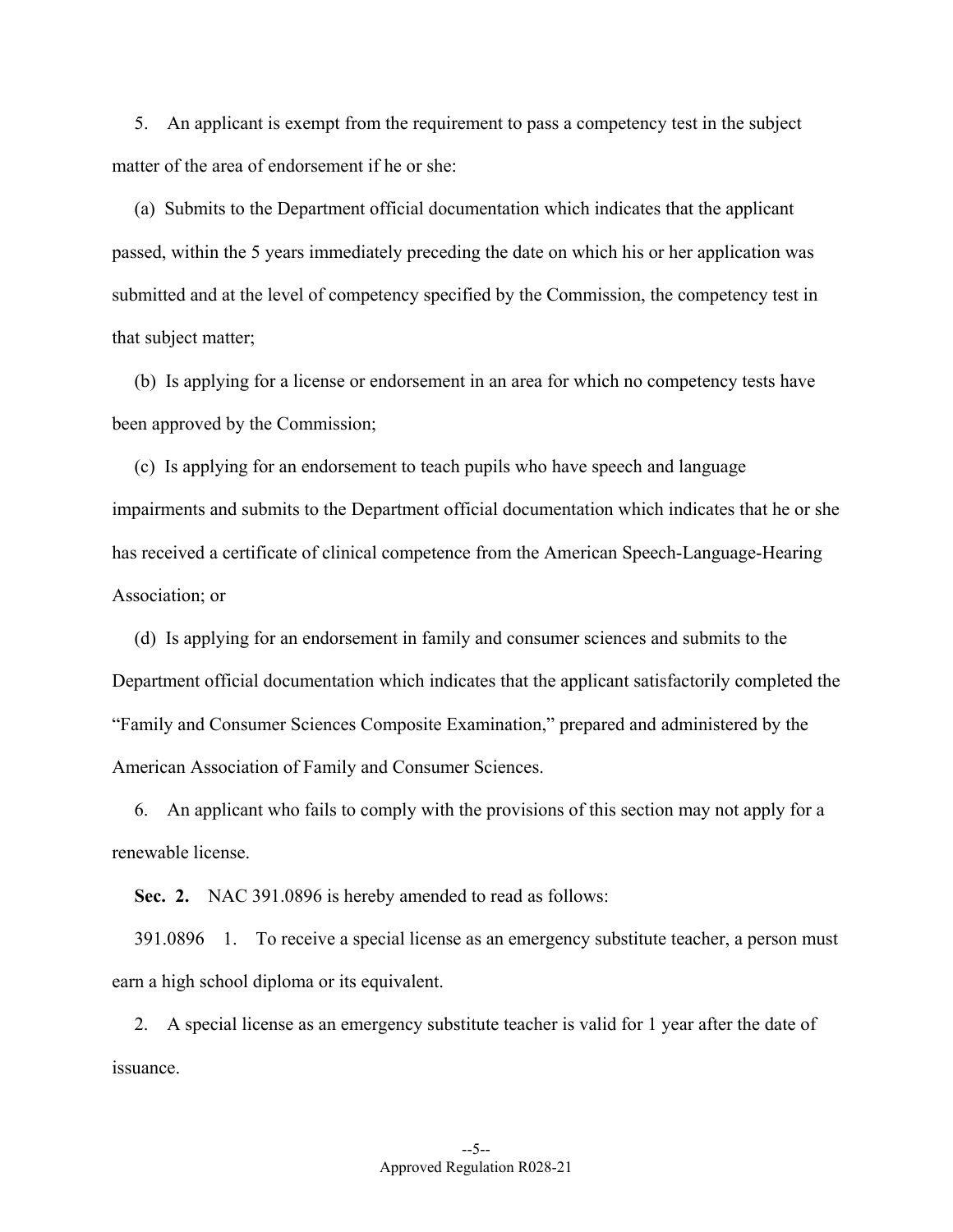5. An applicant is exempt from the requirement to pass a competency test in the subject matter of the area of endorsement if he or she:

(a) Submits to the Department official documentation which indicates that the applicant passed, within the 5 years immediately preceding the date on which his or her application was submitted and at the level of competency specified by the Commission, the competency test in that subject matter;

(b) Is applying for a license or endorsement in an area for which no competency tests have been approved by the Commission;

(c) Is applying for an endorsement to teach pupils who have speech and language impairments and submits to the Department official documentation which indicates that he or she has received a certificate of clinical competence from the American Speech-Language-Hearing Association; or

(d) Is applying for an endorsement in family and consumer sciences and submits to the Department official documentation which indicates that the applicant satisfactorily completed the "Family and Consumer Sciences Composite Examination," prepared and administered by the American Association of Family and Consumer Sciences.

6. An applicant who fails to comply with the provisions of this section may not apply for a renewable license.

**Sec. 2.** NAC 391.0896 is hereby amended to read as follows:

391.0896 1. To receive a special license as an emergency substitute teacher, a person must earn a high school diploma or its equivalent.

2. A special license as an emergency substitute teacher is valid for 1 year after the date of issuance.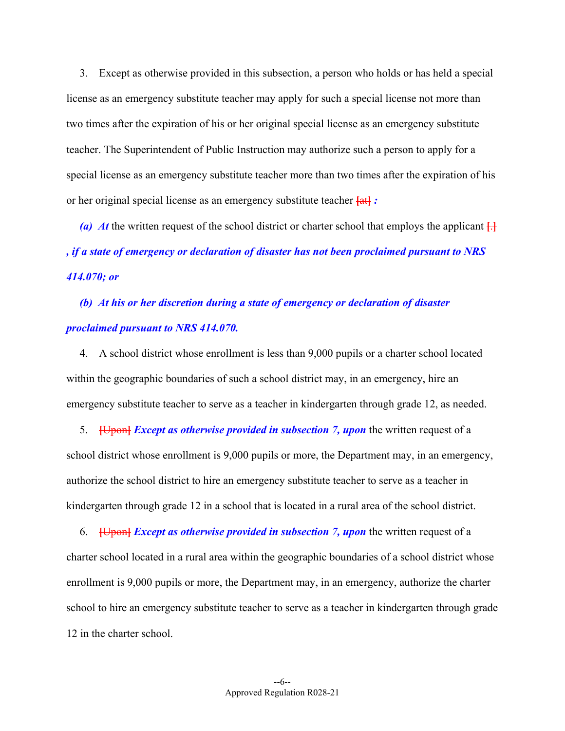3. Except as otherwise provided in this subsection, a person who holds or has held a special license as an emergency substitute teacher may apply for such a special license not more than two times after the expiration of his or her original special license as an emergency substitute teacher. The Superintendent of Public Instruction may authorize such a person to apply for a special license as an emergency substitute teacher more than two times after the expiration of his or her original special license as an emergency substitute teacher [at] ***:***

***(a) At*** the written request of the school district or charter school that employs the applicant [.] ***, if a state of emergency or declaration of disaster has not been proclaimed pursuant to NRS 414.070; or***

***(b) At his or her discretion during a state of emergency or declaration of disaster proclaimed pursuant to NRS 414.070.***

4. A school district whose enrollment is less than 9,000 pupils or a charter school located within the geographic boundaries of such a school district may, in an emergency, hire an emergency substitute teacher to serve as a teacher in kindergarten through grade 12, as needed.

5. [Upon] ***Except as otherwise provided in subsection 7, upon*** the written request of a school district whose enrollment is 9,000 pupils or more, the Department may, in an emergency, authorize the school district to hire an emergency substitute teacher to serve as a teacher in kindergarten through grade 12 in a school that is located in a rural area of the school district.

6. [Upon] ***Except as otherwise provided in subsection 7, upon*** the written request of a charter school located in a rural area within the geographic boundaries of a school district whose enrollment is 9,000 pupils or more, the Department may, in an emergency, authorize the charter school to hire an emergency substitute teacher to serve as a teacher in kindergarten through grade 12 in the charter school.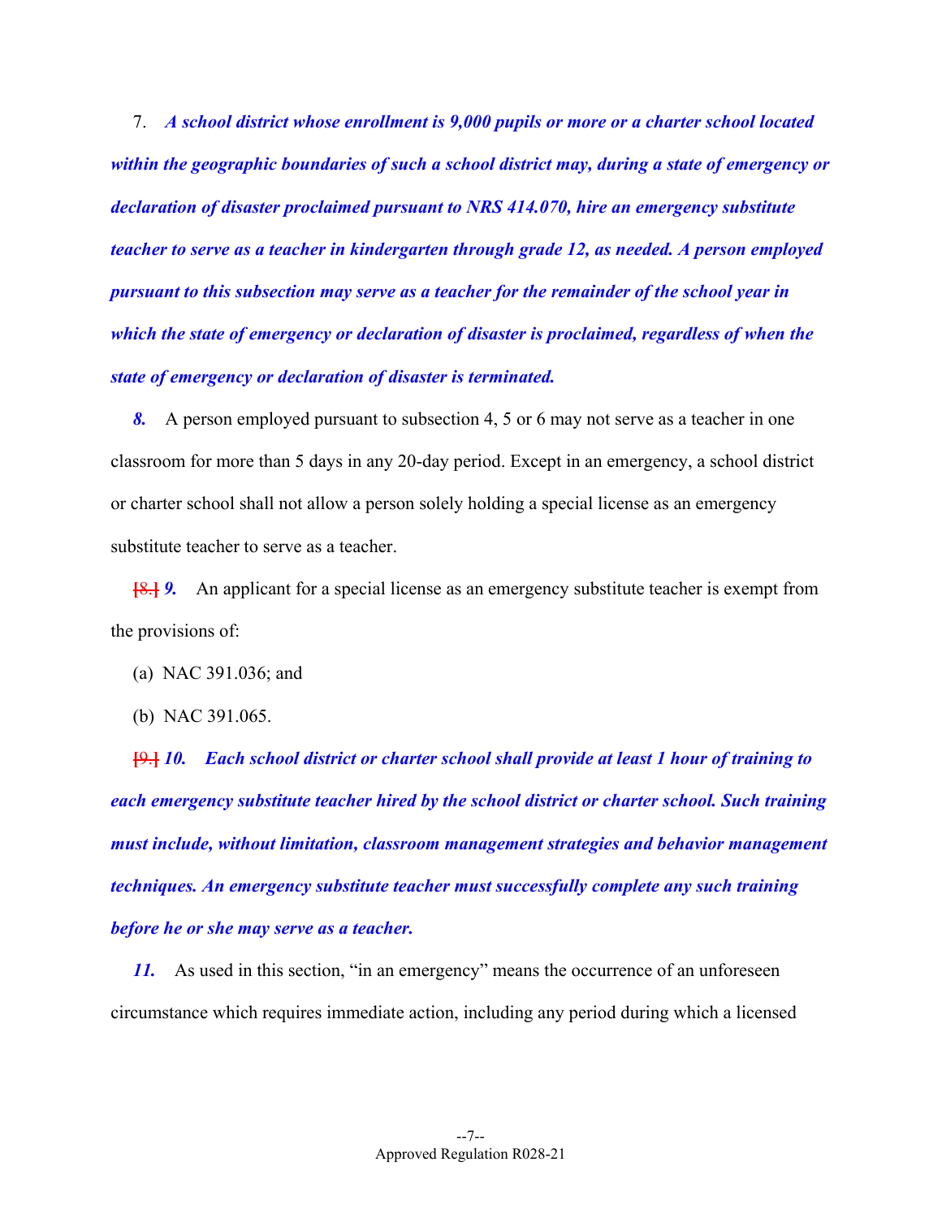7. ***A school district whose enrollment is 9,000 pupils or more or a charter school located within the geographic boundaries of such a school district may, during a state of emergency or declaration of disaster proclaimed pursuant to NRS 414.070, hire an emergency substitute teacher to serve as a teacher in kindergarten through grade 12, as needed. A person employed pursuant to this subsection may serve as a teacher for the remainder of the school year in which the state of emergency or declaration of disaster is proclaimed, regardless of when the state of emergency or declaration of disaster is terminated.***

***8.*** A person employed pursuant to subsection 4, 5 or 6 may not serve as a teacher in one classroom for more than 5 days in any 20-day period. Except in an emergency, a school district or charter school shall not allow a person solely holding a special license as an emergency substitute teacher to serve as a teacher.

~~[8.]~~ ***9.*** An applicant for a special license as an emergency substitute teacher is exempt from the provisions of:

(a) NAC 391.036; and

(b) NAC 391.065.

~~[9.]~~ ***10. Each school district or charter school shall provide at least 1 hour of training to each emergency substitute teacher hired by the school district or charter school. Such training must include, without limitation, classroom management strategies and behavior management techniques. An emergency substitute teacher must successfully complete any such training before he or she may serve as a teacher.***

***11.*** As used in this section, "in an emergency" means the occurrence of an unforeseen circumstance which requires immediate action, including any period during which a licensed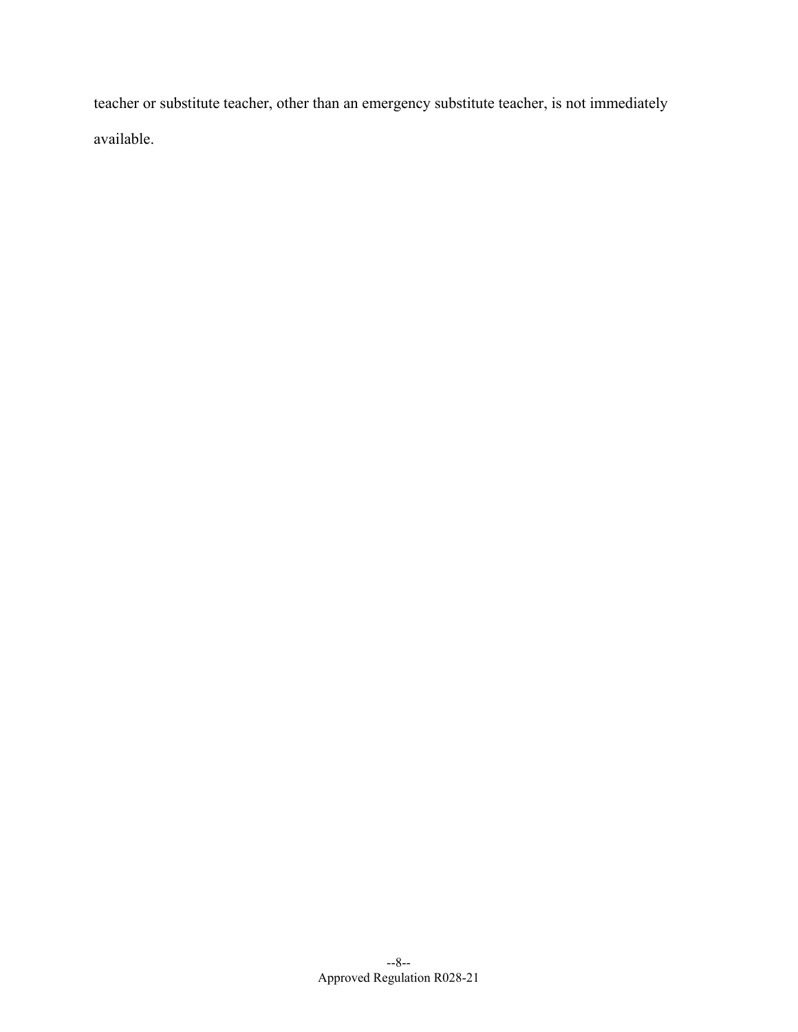teacher or substitute teacher, other than an emergency substitute teacher, is not immediately available.